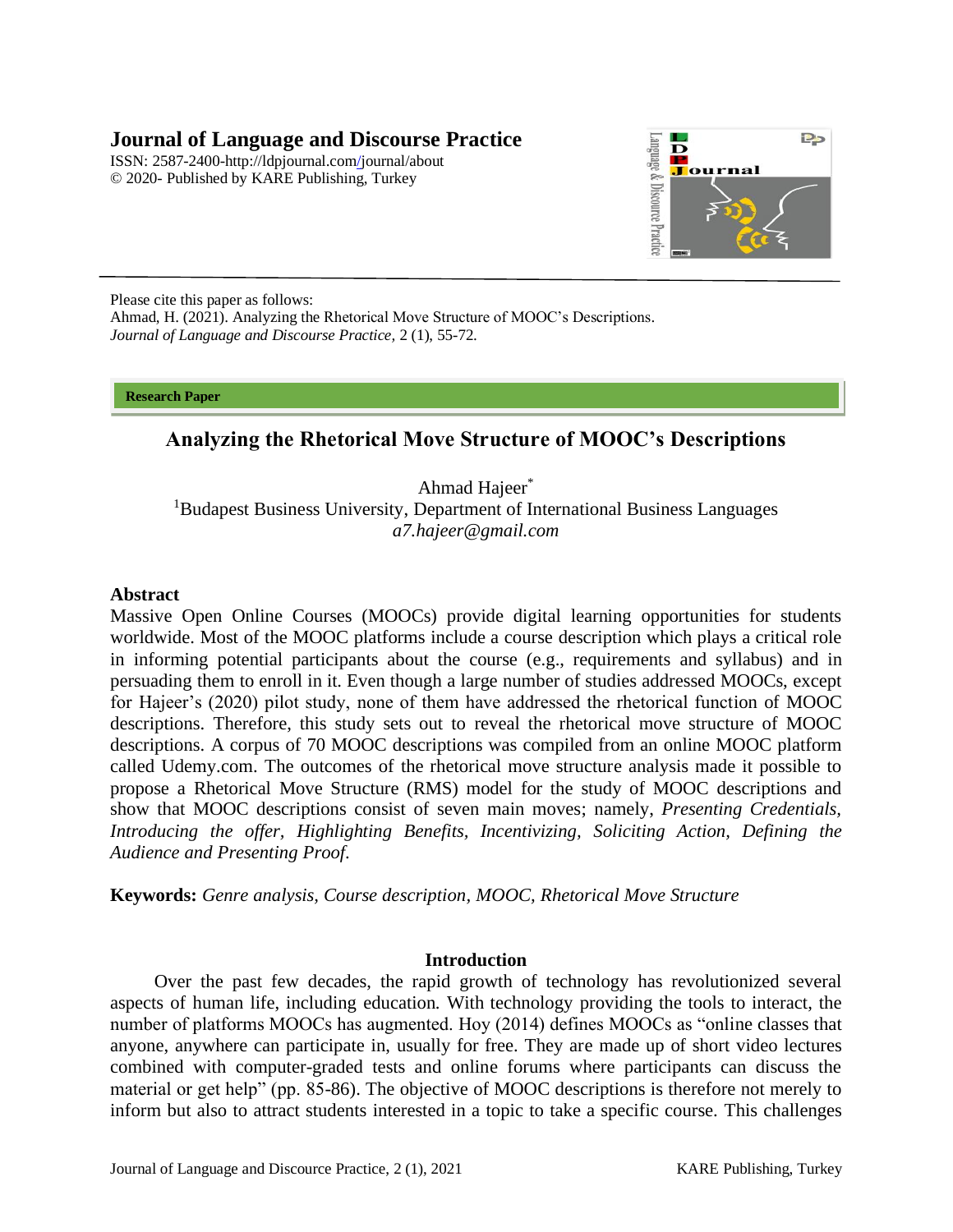# Journal of Language and Discourse Practice

ISSN: 2587-2400-http://ldpjournal.com/journal/about
© 2020- Published by KARE Publishing, Turkey

Please cite this paper as follows:
Ahmad, H. (2021). Analyzing the Rhetorical Move Structure of MOOC's Descriptions. *Journal of Language and Discourse Practice,* 2 (1), 55-72.

**Research Paper**

## Analyzing the Rhetorical Move Structure of MOOC's Descriptions

Ahmad Hajeer*
[1]Budapest Business University, Department of International Business Languages
*a7.hajeer@gmail.com*

### Abstract

Massive Open Online Courses (MOOCs) provide digital learning opportunities for students worldwide. Most of the MOOC platforms include a course description which plays a critical role in informing potential participants about the course (e.g., requirements and syllabus) and in persuading them to enroll in it. Even though a large number of studies addressed MOOCs, except for Hajeer's (2020) pilot study, none of them have addressed the rhetorical function of MOOC descriptions. Therefore, this study sets out to reveal the rhetorical move structure of MOOC descriptions. A corpus of 70 MOOC descriptions was compiled from an online MOOC platform called Udemy.com. The outcomes of the rhetorical move structure analysis made it possible to propose a Rhetorical Move Structure (RMS) model for the study of MOOC descriptions and show that MOOC descriptions consist of seven main moves; namely, *Presenting Credentials, Introducing the offer, Highlighting Benefits, Incentivizing, Soliciting Action, Defining the Audience and Presenting Proof.*

**Keywords:** *Genre analysis, Course description, MOOC, Rhetorical Move Structure*

### Introduction

Over the past few decades, the rapid growth of technology has revolutionized several aspects of human life, including education. With technology providing the tools to interact, the number of platforms MOOCs has augmented. Hoy (2014) defines MOOCs as "online classes that anyone, anywhere can participate in, usually for free. They are made up of short video lectures combined with computer-graded tests and online forums where participants can discuss the material or get help" (pp. 85-86). The objective of MOOC descriptions is therefore not merely to inform but also to attract students interested in a topic to take a specific course. This challenges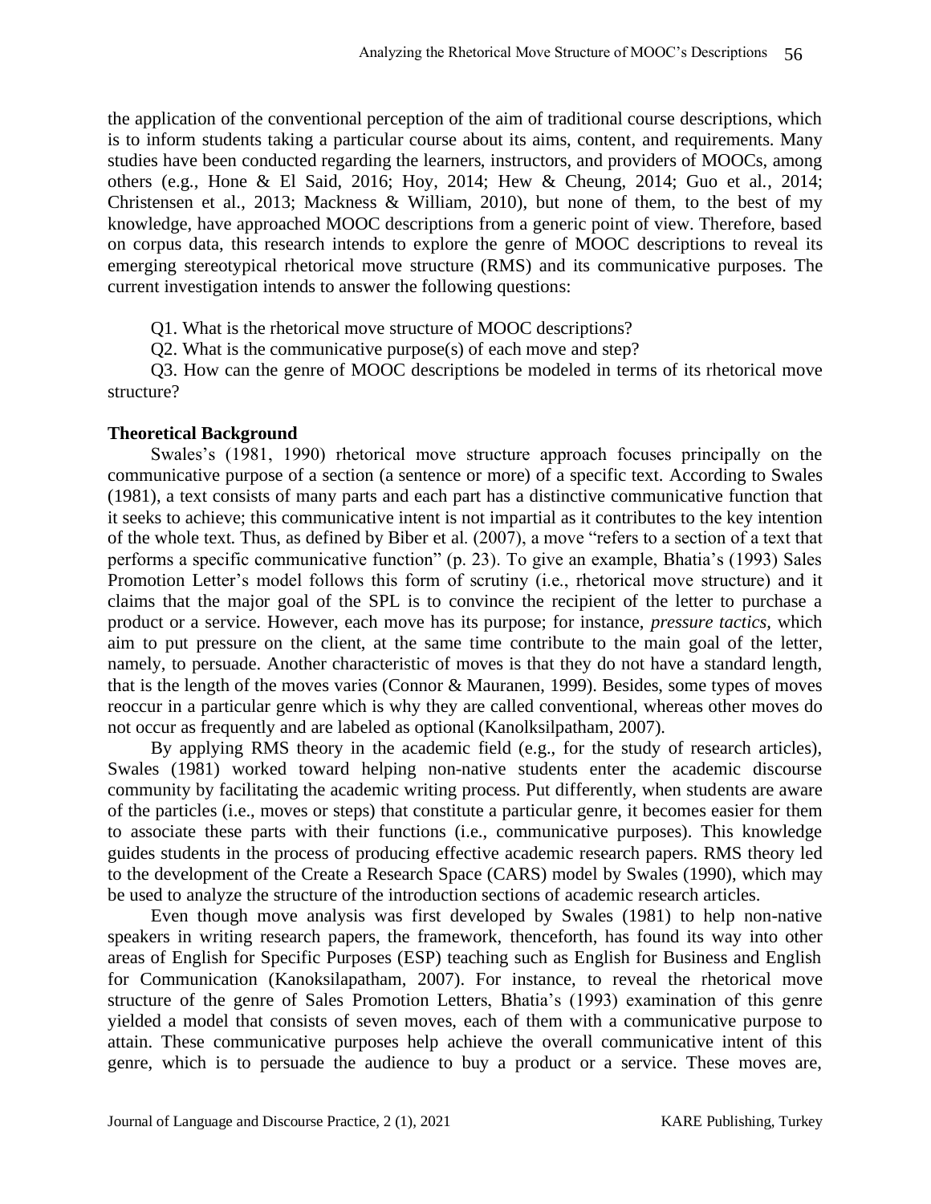the application of the conventional perception of the aim of traditional course descriptions, which is to inform students taking a particular course about its aims, content, and requirements. Many studies have been conducted regarding the learners, instructors, and providers of MOOCs, among others (e.g., Hone & El Said, 2016; Hoy, 2014; Hew & Cheung, 2014; Guo et al., 2014; Christensen et al., 2013; Mackness & William, 2010), but none of them, to the best of my knowledge, have approached MOOC descriptions from a generic point of view. Therefore, based on corpus data, this research intends to explore the genre of MOOC descriptions to reveal its emerging stereotypical rhetorical move structure (RMS) and its communicative purposes. The current investigation intends to answer the following questions:

Q1. What is the rhetorical move structure of MOOC descriptions?

Q2. What is the communicative purpose(s) of each move and step?

Q3. How can the genre of MOOC descriptions be modeled in terms of its rhetorical move structure?

## Theoretical Background

Swales's (1981, 1990) rhetorical move structure approach focuses principally on the communicative purpose of a section (a sentence or more) of a specific text. According to Swales (1981), a text consists of many parts and each part has a distinctive communicative function that it seeks to achieve; this communicative intent is not impartial as it contributes to the key intention of the whole text. Thus, as defined by Biber et al. (2007), a move "refers to a section of a text that performs a specific communicative function" (p. 23). To give an example, Bhatia's (1993) Sales Promotion Letter's model follows this form of scrutiny (i.e., rhetorical move structure) and it claims that the major goal of the SPL is to convince the recipient of the letter to purchase a product or a service. However, each move has its purpose; for instance, *pressure tactics*, which aim to put pressure on the client, at the same time contribute to the main goal of the letter, namely, to persuade. Another characteristic of moves is that they do not have a standard length, that is the length of the moves varies (Connor & Mauranen, 1999). Besides, some types of moves reoccur in a particular genre which is why they are called conventional, whereas other moves do not occur as frequently and are labeled as optional (Kanolksilpatham, 2007).

By applying RMS theory in the academic field (e.g., for the study of research articles), Swales (1981) worked toward helping non-native students enter the academic discourse community by facilitating the academic writing process. Put differently, when students are aware of the particles (i.e., moves or steps) that constitute a particular genre, it becomes easier for them to associate these parts with their functions (i.e., communicative purposes). This knowledge guides students in the process of producing effective academic research papers. RMS theory led to the development of the Create a Research Space (CARS) model by Swales (1990), which may be used to analyze the structure of the introduction sections of academic research articles.

Even though move analysis was first developed by Swales (1981) to help non-native speakers in writing research papers, the framework, thenceforth, has found its way into other areas of English for Specific Purposes (ESP) teaching such as English for Business and English for Communication (Kanoksilapatham, 2007). For instance, to reveal the rhetorical move structure of the genre of Sales Promotion Letters, Bhatia's (1993) examination of this genre yielded a model that consists of seven moves, each of them with a communicative purpose to attain. These communicative purposes help achieve the overall communicative intent of this genre, which is to persuade the audience to buy a product or a service. These moves are,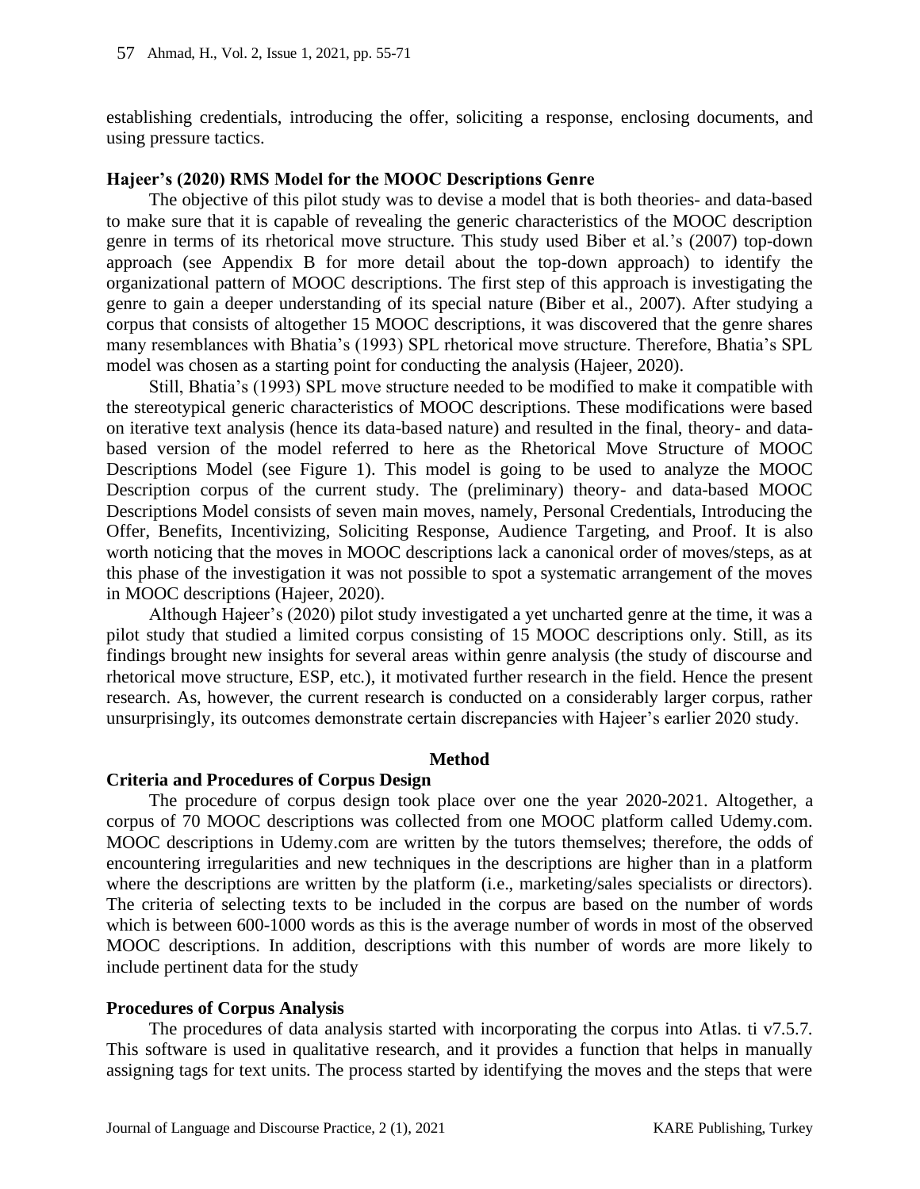establishing credentials, introducing the offer, soliciting a response, enclosing documents, and using pressure tactics.

### Hajeer's (2020) RMS Model for the MOOC Descriptions Genre

The objective of this pilot study was to devise a model that is both theories- and data-based to make sure that it is capable of revealing the generic characteristics of the MOOC description genre in terms of its rhetorical move structure. This study used Biber et al.'s (2007) top-down approach (see Appendix B for more detail about the top-down approach) to identify the organizational pattern of MOOC descriptions. The first step of this approach is investigating the genre to gain a deeper understanding of its special nature (Biber et al., 2007). After studying a corpus that consists of altogether 15 MOOC descriptions, it was discovered that the genre shares many resemblances with Bhatia's (1993) SPL rhetorical move structure. Therefore, Bhatia's SPL model was chosen as a starting point for conducting the analysis (Hajeer, 2020).

Still, Bhatia's (1993) SPL move structure needed to be modified to make it compatible with the stereotypical generic characteristics of MOOC descriptions. These modifications were based on iterative text analysis (hence its data-based nature) and resulted in the final, theory- and data-based version of the model referred to here as the Rhetorical Move Structure of MOOC Descriptions Model (see Figure 1). This model is going to be used to analyze the MOOC Description corpus of the current study. The (preliminary) theory- and data-based MOOC Descriptions Model consists of seven main moves, namely, Personal Credentials, Introducing the Offer, Benefits, Incentivizing, Soliciting Response, Audience Targeting, and Proof. It is also worth noticing that the moves in MOOC descriptions lack a canonical order of moves/steps, as at this phase of the investigation it was not possible to spot a systematic arrangement of the moves in MOOC descriptions (Hajeer, 2020).

Although Hajeer's (2020) pilot study investigated a yet uncharted genre at the time, it was a pilot study that studied a limited corpus consisting of 15 MOOC descriptions only. Still, as its findings brought new insights for several areas within genre analysis (the study of discourse and rhetorical move structure, ESP, etc.), it motivated further research in the field. Hence the present research. As, however, the current research is conducted on a considerably larger corpus, rather unsurprisingly, its outcomes demonstrate certain discrepancies with Hajeer's earlier 2020 study.

## Method

### Criteria and Procedures of Corpus Design

The procedure of corpus design took place over one the year 2020-2021. Altogether, a corpus of 70 MOOC descriptions was collected from one MOOC platform called Udemy.com. MOOC descriptions in Udemy.com are written by the tutors themselves; therefore, the odds of encountering irregularities and new techniques in the descriptions are higher than in a platform where the descriptions are written by the platform (i.e., marketing/sales specialists or directors). The criteria of selecting texts to be included in the corpus are based on the number of words which is between 600-1000 words as this is the average number of words in most of the observed MOOC descriptions. In addition, descriptions with this number of words are more likely to include pertinent data for the study

### Procedures of Corpus Analysis

The procedures of data analysis started with incorporating the corpus into Atlas. ti v7.5.7. This software is used in qualitative research, and it provides a function that helps in manually assigning tags for text units. The process started by identifying the moves and the steps that were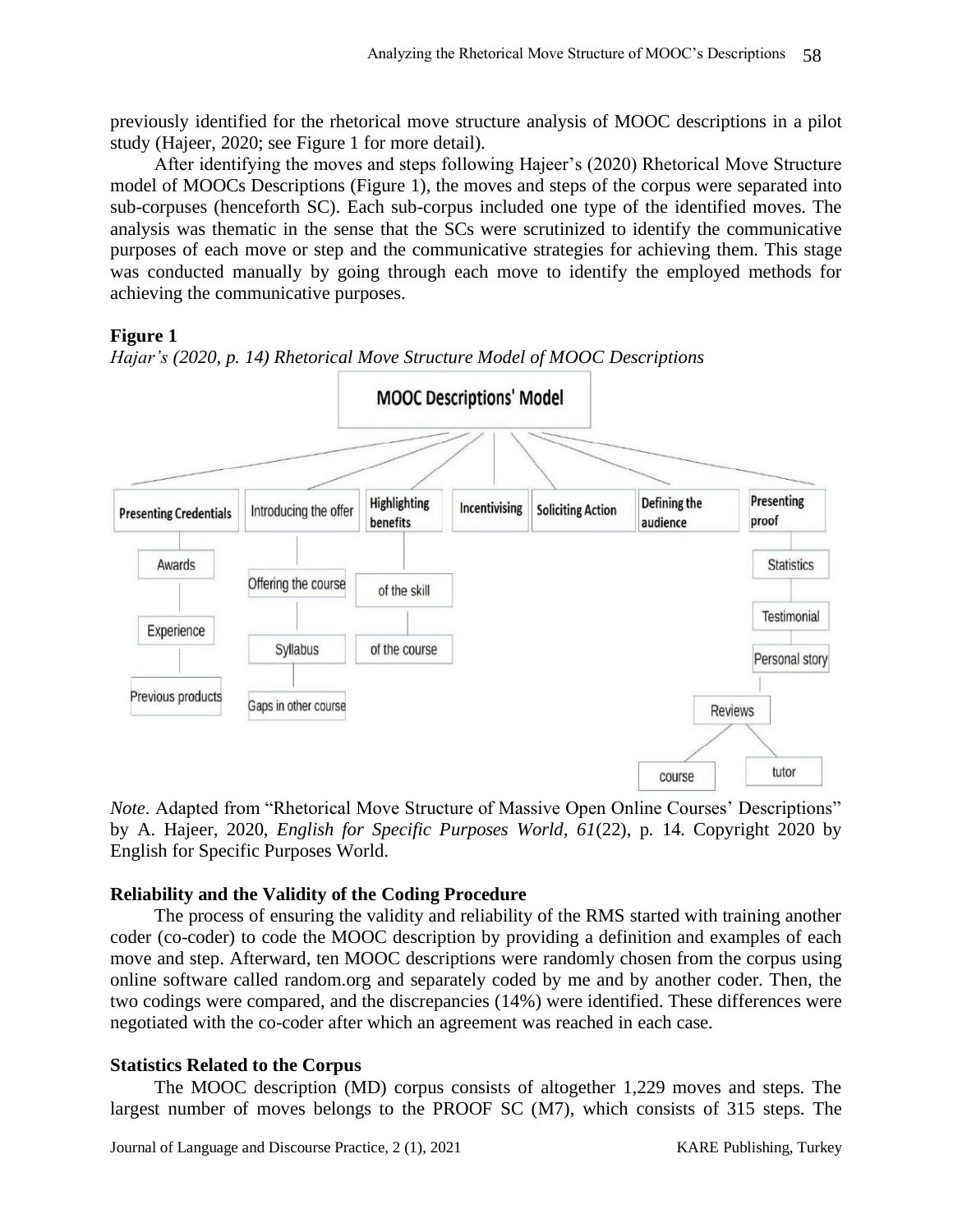previously identified for the rhetorical move structure analysis of MOOC descriptions in a pilot study (Hajeer, 2020; see Figure 1 for more detail).

After identifying the moves and steps following Hajeer's (2020) Rhetorical Move Structure model of MOOCs Descriptions (Figure 1), the moves and steps of the corpus were separated into sub-corpuses (henceforth SC). Each sub-corpus included one type of the identified moves. The analysis was thematic in the sense that the SCs were scrutinized to identify the communicative purposes of each move or step and the communicative strategies for achieving them. This stage was conducted manually by going through each move to identify the employed methods for achieving the communicative purposes.

**Figure 1**

*Hajar's (2020, p. 14) Rhetorical Move Structure Model of MOOC Descriptions*

MOOC Descriptions' Model

- Presenting Credentials
  - Awards
  - Experience
  - Previous products
- Introducing the offer
  - Offering the course
  - Syllabus
  - Gaps in other course
- Highlighting benefits
  - of the skill
  - of the course
- Incentivising
- Soliciting Action
- Defining the audience
- Presenting proof
  - Statistics
  - Testimonial
  - Personal story
  - Reviews
    - course
    - tutor

*Note*. Adapted from "Rhetorical Move Structure of Massive Open Online Courses' Descriptions" by A. Hajeer, 2020, *English for Specific Purposes World, 61*(22), p. 14. Copyright 2020 by English for Specific Purposes World.

### Reliability and the Validity of the Coding Procedure

The process of ensuring the validity and reliability of the RMS started with training another coder (co-coder) to code the MOOC description by providing a definition and examples of each move and step. Afterward, ten MOOC descriptions were randomly chosen from the corpus using online software called random.org and separately coded by me and by another coder. Then, the two codings were compared, and the discrepancies (14%) were identified. These differences were negotiated with the co-coder after which an agreement was reached in each case.

### Statistics Related to the Corpus

The MOOC description (MD) corpus consists of altogether 1,229 moves and steps. The largest number of moves belongs to the PROOF SC (M7), which consists of 315 steps. The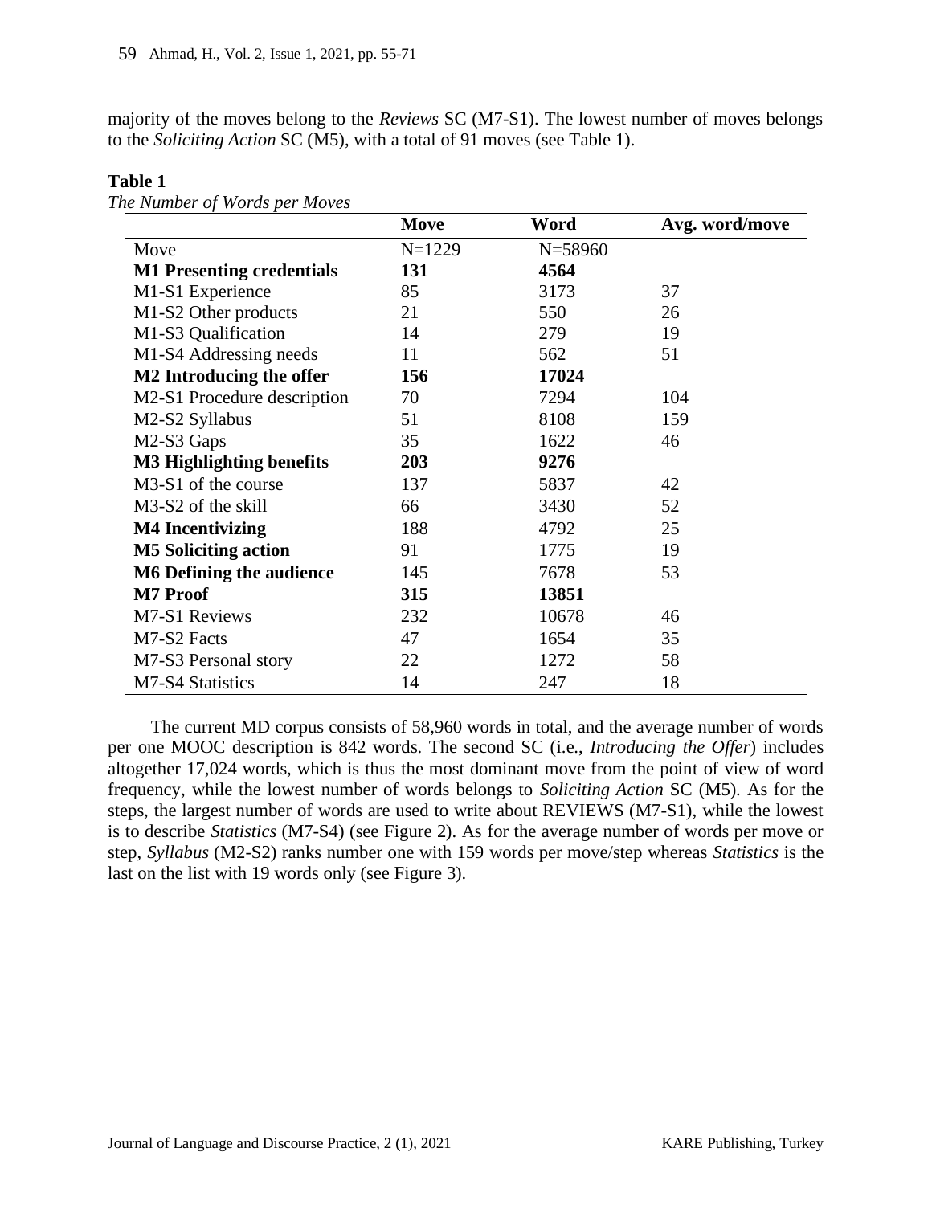majority of the moves belong to the *Reviews* SC (M7-S1). The lowest number of moves belongs to the *Soliciting Action* SC (M5), with a total of 91 moves (see Table 1).

**Table 1**

*The Number of Words per Moves*

| | **Move** | **Word** | **Avg. word/move** |
|---|---|---|---|
| Move | N=1229 | N=58960 | |
| **M1 Presenting credentials** | **131** | **4564** | |
| M1-S1 Experience | 85 | 3173 | 37 |
| M1-S2 Other products | 21 | 550 | 26 |
| M1-S3 Qualification | 14 | 279 | 19 |
| M1-S4 Addressing needs | 11 | 562 | 51 |
| **M2 Introducing the offer** | **156** | **17024** | |
| M2-S1 Procedure description | 70 | 7294 | 104 |
| M2-S2 Syllabus | 51 | 8108 | 159 |
| M2-S3 Gaps | 35 | 1622 | 46 |
| **M3 Highlighting benefits** | **203** | **9276** | |
| M3-S1 of the course | 137 | 5837 | 42 |
| M3-S2 of the skill | 66 | 3430 | 52 |
| **M4 Incentivizing** | 188 | 4792 | 25 |
| **M5 Soliciting action** | 91 | 1775 | 19 |
| **M6 Defining the audience** | 145 | 7678 | 53 |
| **M7 Proof** | **315** | **13851** | |
| M7-S1 Reviews | 232 | 10678 | 46 |
| M7-S2 Facts | 47 | 1654 | 35 |
| M7-S3 Personal story | 22 | 1272 | 58 |
| M7-S4 Statistics | 14 | 247 | 18 |

The current MD corpus consists of 58,960 words in total, and the average number of words per one MOOC description is 842 words. The second SC (i.e., *Introducing the Offer*) includes altogether 17,024 words, which is thus the most dominant move from the point of view of word frequency, while the lowest number of words belongs to *Soliciting Action* SC (M5). As for the steps, the largest number of words are used to write about REVIEWS (M7-S1), while the lowest is to describe *Statistics* (M7-S4) (see Figure 2). As for the average number of words per move or step, *Syllabus* (M2-S2) ranks number one with 159 words per move/step whereas *Statistics* is the last on the list with 19 words only (see Figure 3).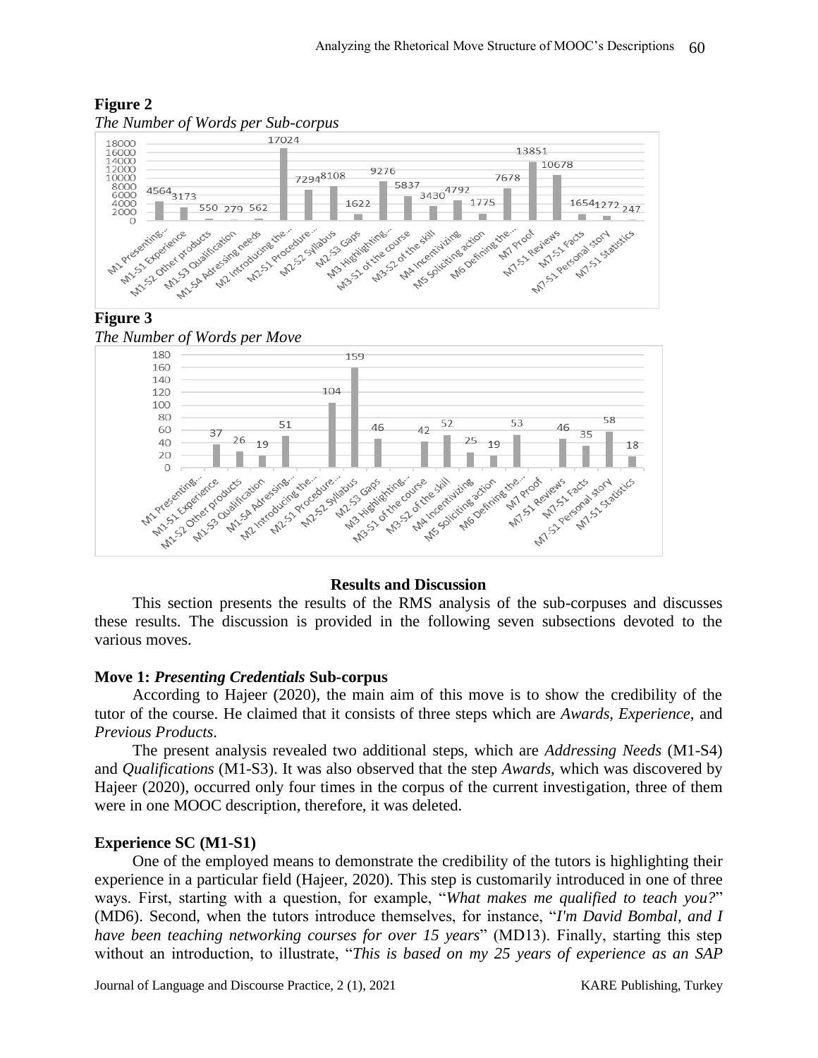**Figure 2**

*The Number of Words per Sub-corpus*

| Sub-corpus | Words |
|---|---|
| M1 Presenting... | 4564 |
| M1-S1 Experience | 3173 |
| M1-S2 Other products | 550 |
| M1-S3 Qualification | 279 |
| M1-S4 Adressing needs | 562 |
| M2 Introducing the... | 17024 |
| M2-S1 Procedure... | 7294 |
| M2-S2 Syllabus | 8108 |
| M2-S3 Gaps | 1622 |
| M3 Highlighting... | 9276 |
| M3-S1 of the course | 5837 |
| M3-S2 of the skill | 3430 |
| M4 Incentivizing | 4792 |
| M5 Soliciting action | 1775 |
| M6 Defining the... | 7678 |
| M7 Proof | 13851 |
| M7-S1 Reviews | 10678 |
| M7-S1 Facts | 1654 |
| M7-S1 Personal story | 1272 |
| M7-S1 Statistics | 247 |

**Figure 3**

*The Number of Words per Move*

| Sub-corpus | Words |
|---|---|
| M1 Presenting... | |
| M1-S1 Experience | 37 |
| M1-S2 Other products | 26 |
| M1-S3 Qualification | 19 |
| M1-S4 Adressing... | 51 |
| M2 Introducing the... | |
| M2-S1 Procedure... | 104 |
| M2-S2 Syllabus | 159 |
| M2-S3 Gaps | 46 |
| M3 Highlighting... | |
| M3-S1 of the course | 42 |
| M3-S2 of the skill | 52 |
| M4 Incentivizing | 25 |
| M5 Soliciting action | 19 |
| M6 Defining the... | 53 |
| M7 Proof | |
| M7-S1 Reviews | 46 |
| M7-S1 Facts | 35 |
| M7-S1 Personal story | 58 |
| M7-S1 Statistics | 18 |

## Results and Discussion

This section presents the results of the RMS analysis of the sub-corpuses and discusses these results. The discussion is provided in the following seven subsections devoted to the various moves.

### Move 1: *Presenting Credentials* Sub-corpus

According to Hajeer (2020), the main aim of this move is to show the credibility of the tutor of the course. He claimed that it consists of three steps which are *Awards, Experience*, and *Previous Products*.

The present analysis revealed two additional steps, which are *Addressing Needs* (M1-S4) and *Qualifications* (M1-S3). It was also observed that the step *Awards*, which was discovered by Hajeer (2020), occurred only four times in the corpus of the current investigation, three of them were in one MOOC description, therefore, it was deleted.

### Experience SC (M1-S1)

One of the employed means to demonstrate the credibility of the tutors is highlighting their experience in a particular field (Hajeer, 2020). This step is customarily introduced in one of three ways. First, starting with a question, for example, "*What makes me qualified to teach you?*" (MD6). Second, when the tutors introduce themselves, for instance, "*I'm David Bombal, and I have been teaching networking courses for over 15 years*" (MD13). Finally, starting this step without an introduction, to illustrate, "*This is based on my 25 years of experience as an SAP*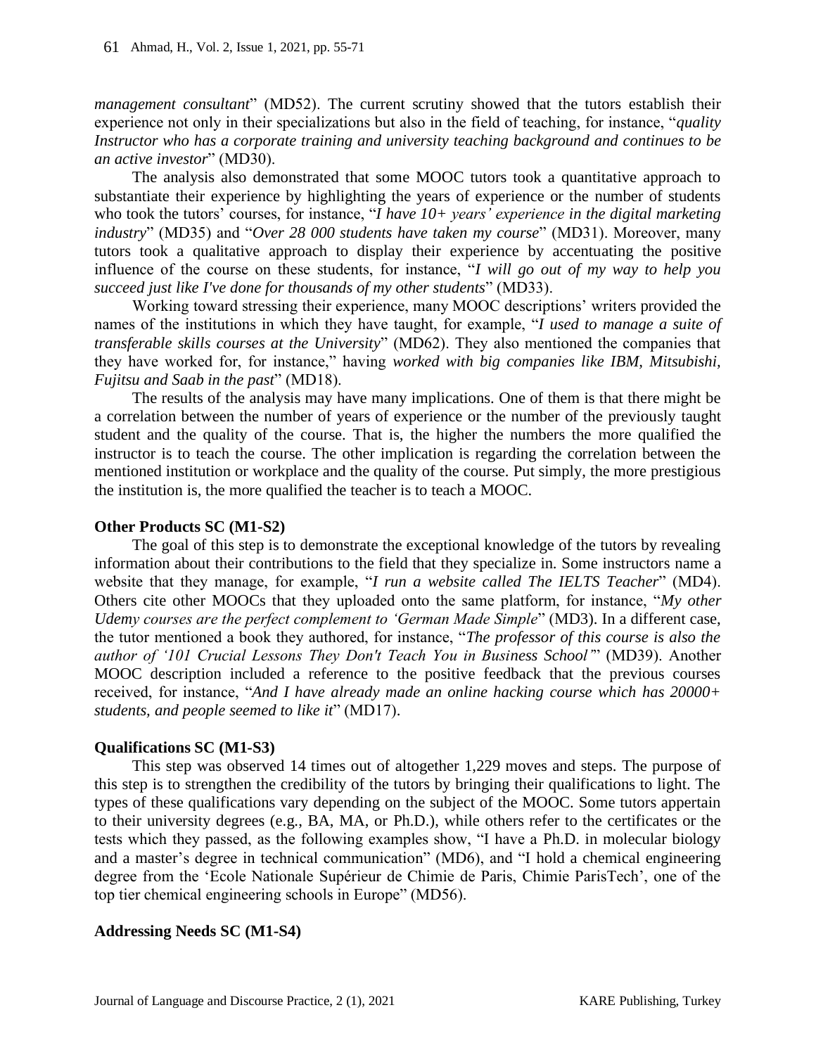*management consultant*" (MD52). The current scrutiny showed that the tutors establish their experience not only in their specializations but also in the field of teaching, for instance, "*quality Instructor who has a corporate training and university teaching background and continues to be an active investor*" (MD30).

The analysis also demonstrated that some MOOC tutors took a quantitative approach to substantiate their experience by highlighting the years of experience or the number of students who took the tutors' courses, for instance, "*I have 10+ years' experience in the digital marketing industry*" (MD35) and "*Over 28 000 students have taken my course*" (MD31). Moreover, many tutors took a qualitative approach to display their experience by accentuating the positive influence of the course on these students, for instance, "*I will go out of my way to help you succeed just like I've done for thousands of my other students*" (MD33).

Working toward stressing their experience, many MOOC descriptions' writers provided the names of the institutions in which they have taught, for example, "*I used to manage a suite of transferable skills courses at the University*" (MD62). They also mentioned the companies that they have worked for, for instance," having *worked with big companies like IBM, Mitsubishi, Fujitsu and Saab in the past*" (MD18).

The results of the analysis may have many implications. One of them is that there might be a correlation between the number of years of experience or the number of the previously taught student and the quality of the course. That is, the higher the numbers the more qualified the instructor is to teach the course. The other implication is regarding the correlation between the mentioned institution or workplace and the quality of the course. Put simply, the more prestigious the institution is, the more qualified the teacher is to teach a MOOC.

**Other Products SC (M1-S2)**

The goal of this step is to demonstrate the exceptional knowledge of the tutors by revealing information about their contributions to the field that they specialize in. Some instructors name a website that they manage, for example, "*I run a website called The IELTS Teacher*" (MD4). Others cite other MOOCs that they uploaded onto the same platform, for instance, "*My other Udemy courses are the perfect complement to 'German Made Simple*" (MD3). In a different case, the tutor mentioned a book they authored, for instance, "*The professor of this course is also the author of '101 Crucial Lessons They Don't Teach You in Business School'*" (MD39). Another MOOC description included a reference to the positive feedback that the previous courses received, for instance, "*And I have already made an online hacking course which has 20000+ students, and people seemed to like it*" (MD17).

**Qualifications SC (M1-S3)**

This step was observed 14 times out of altogether 1,229 moves and steps. The purpose of this step is to strengthen the credibility of the tutors by bringing their qualifications to light. The types of these qualifications vary depending on the subject of the MOOC. Some tutors appertain to their university degrees (e.g., BA, MA, or Ph.D.), while others refer to the certificates or the tests which they passed, as the following examples show, "I have a Ph.D. in molecular biology and a master's degree in technical communication" (MD6), and "I hold a chemical engineering degree from the 'Ecole Nationale Supérieur de Chimie de Paris, Chimie ParisTech', one of the top tier chemical engineering schools in Europe" (MD56).

**Addressing Needs SC (M1-S4)**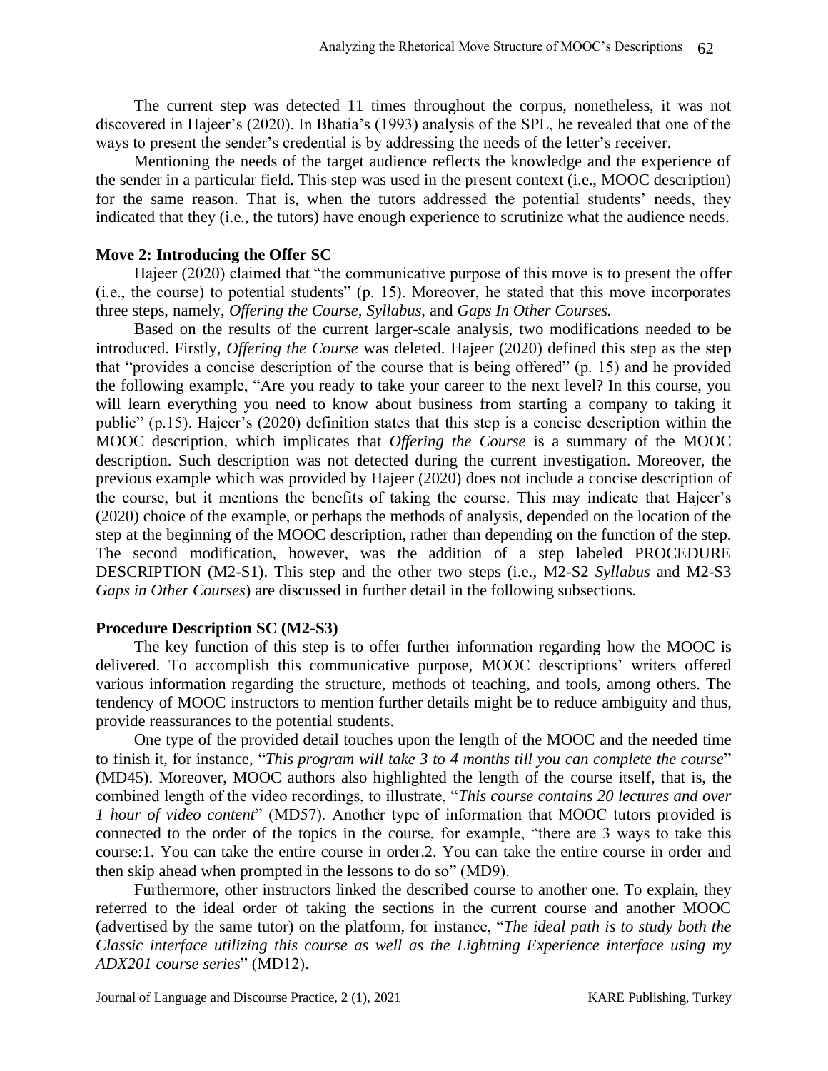The current step was detected 11 times throughout the corpus, nonetheless, it was not discovered in Hajeer's (2020). In Bhatia's (1993) analysis of the SPL, he revealed that one of the ways to present the sender's credential is by addressing the needs of the letter's receiver.

Mentioning the needs of the target audience reflects the knowledge and the experience of the sender in a particular field. This step was used in the present context (i.e., MOOC description) for the same reason. That is, when the tutors addressed the potential students' needs, they indicated that they (i.e., the tutors) have enough experience to scrutinize what the audience needs.

**Move 2: Introducing the Offer SC**

Hajeer (2020) claimed that "the communicative purpose of this move is to present the offer (i.e., the course) to potential students" (p. 15). Moreover, he stated that this move incorporates three steps, namely, *Offering the Course, Syllabus,* and *Gaps In Other Courses.*

Based on the results of the current larger-scale analysis, two modifications needed to be introduced. Firstly, *Offering the Course* was deleted. Hajeer (2020) defined this step as the step that "provides a concise description of the course that is being offered" (p. 15) and he provided the following example, "Are you ready to take your career to the next level? In this course, you will learn everything you need to know about business from starting a company to taking it public" (p.15). Hajeer's (2020) definition states that this step is a concise description within the MOOC description, which implicates that *Offering the Course* is a summary of the MOOC description. Such description was not detected during the current investigation. Moreover, the previous example which was provided by Hajeer (2020) does not include a concise description of the course, but it mentions the benefits of taking the course. This may indicate that Hajeer's (2020) choice of the example, or perhaps the methods of analysis, depended on the location of the step at the beginning of the MOOC description, rather than depending on the function of the step. The second modification, however, was the addition of a step labeled PROCEDURE DESCRIPTION (M2-S1). This step and the other two steps (i.e., M2-S2 *Syllabus* and M2-S3 *Gaps in Other Courses*) are discussed in further detail in the following subsections.

**Procedure Description SC (M2-S3)**

The key function of this step is to offer further information regarding how the MOOC is delivered. To accomplish this communicative purpose, MOOC descriptions' writers offered various information regarding the structure, methods of teaching, and tools, among others. The tendency of MOOC instructors to mention further details might be to reduce ambiguity and thus, provide reassurances to the potential students.

One type of the provided detail touches upon the length of the MOOC and the needed time to finish it, for instance, "*This program will take 3 to 4 months till you can complete the course*" (MD45). Moreover, MOOC authors also highlighted the length of the course itself, that is, the combined length of the video recordings, to illustrate, "*This course contains 20 lectures and over 1 hour of video content*" (MD57). Another type of information that MOOC tutors provided is connected to the order of the topics in the course, for example, "there are 3 ways to take this course:1. You can take the entire course in order.2. You can take the entire course in order and then skip ahead when prompted in the lessons to do so" (MD9).

Furthermore, other instructors linked the described course to another one. To explain, they referred to the ideal order of taking the sections in the current course and another MOOC (advertised by the same tutor) on the platform, for instance, "*The ideal path is to study both the Classic interface utilizing this course as well as the Lightning Experience interface using my ADX201 course series*" (MD12).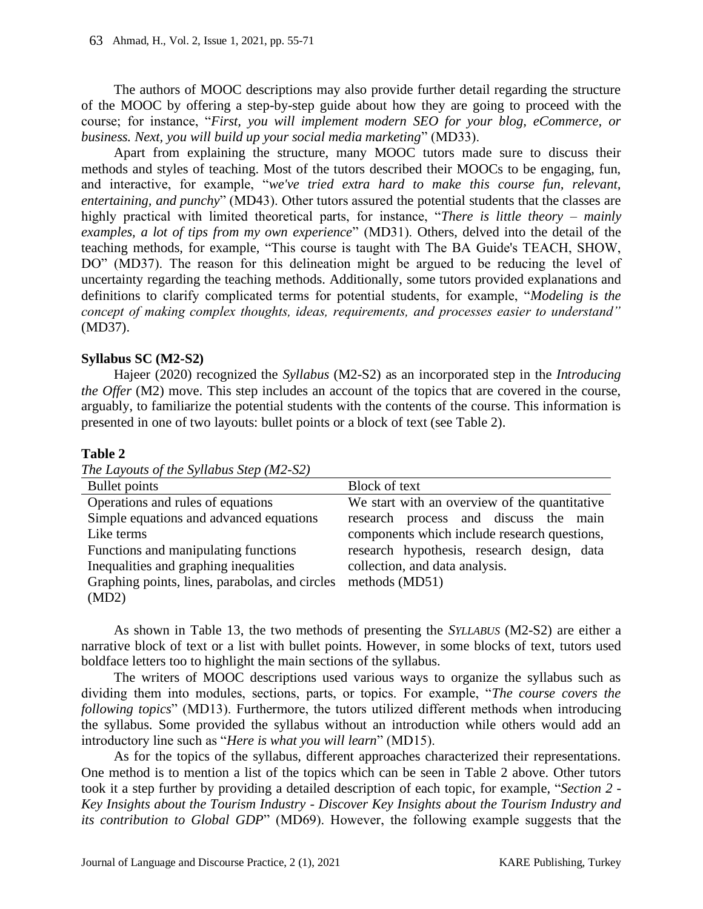The authors of MOOC descriptions may also provide further detail regarding the structure of the MOOC by offering a step-by-step guide about how they are going to proceed with the course; for instance, "*First, you will implement modern SEO for your blog, eCommerce, or business. Next, you will build up your social media marketing*" (MD33).

Apart from explaining the structure, many MOOC tutors made sure to discuss their methods and styles of teaching. Most of the tutors described their MOOCs to be engaging, fun, and interactive, for example, "*we've tried extra hard to make this course fun, relevant, entertaining, and punchy*" (MD43). Other tutors assured the potential students that the classes are highly practical with limited theoretical parts, for instance, "*There is little theory – mainly examples, a lot of tips from my own experience*" (MD31). Others, delved into the detail of the teaching methods, for example, "This course is taught with The BA Guide's TEACH, SHOW, DO" (MD37). The reason for this delineation might be argued to be reducing the level of uncertainty regarding the teaching methods. Additionally, some tutors provided explanations and definitions to clarify complicated terms for potential students, for example, "*Modeling is the concept of making complex thoughts, ideas, requirements, and processes easier to understand"* (MD37).

**Syllabus SC (M2-S2)**

Hajeer (2020) recognized the *Syllabus* (M2-S2) as an incorporated step in the *Introducing the Offer* (M2) move. This step includes an account of the topics that are covered in the course, arguably, to familiarize the potential students with the contents of the course. This information is presented in one of two layouts: bullet points or a block of text (see Table 2).

**Table 2**

*The Layouts of the Syllabus Step (M2-S2)*

| Bullet points | Block of text |
|---|---|
| Operations and rules of equations<br>Simple equations and advanced equations<br>Like terms<br>Functions and manipulating functions<br>Inequalities and graphing inequalities<br>Graphing points, lines, parabolas, and circles (MD2) | We start with an overview of the quantitative research process and discuss the main components which include research questions, research hypothesis, research design, data collection, and data analysis. methods (MD51) |

As shown in Table 13, the two methods of presenting the *SYLLABUS* (M2-S2) are either a narrative block of text or a list with bullet points. However, in some blocks of text, tutors used boldface letters too to highlight the main sections of the syllabus.

The writers of MOOC descriptions used various ways to organize the syllabus such as dividing them into modules, sections, parts, or topics. For example, "*The course covers the following topics*" (MD13). Furthermore, the tutors utilized different methods when introducing the syllabus. Some provided the syllabus without an introduction while others would add an introductory line such as "*Here is what you will learn*" (MD15).

As for the topics of the syllabus, different approaches characterized their representations. One method is to mention a list of the topics which can be seen in Table 2 above. Other tutors took it a step further by providing a detailed description of each topic, for example, "*Section 2 - Key Insights about the Tourism Industry - Discover Key Insights about the Tourism Industry and its contribution to Global GDP*" (MD69). However, the following example suggests that the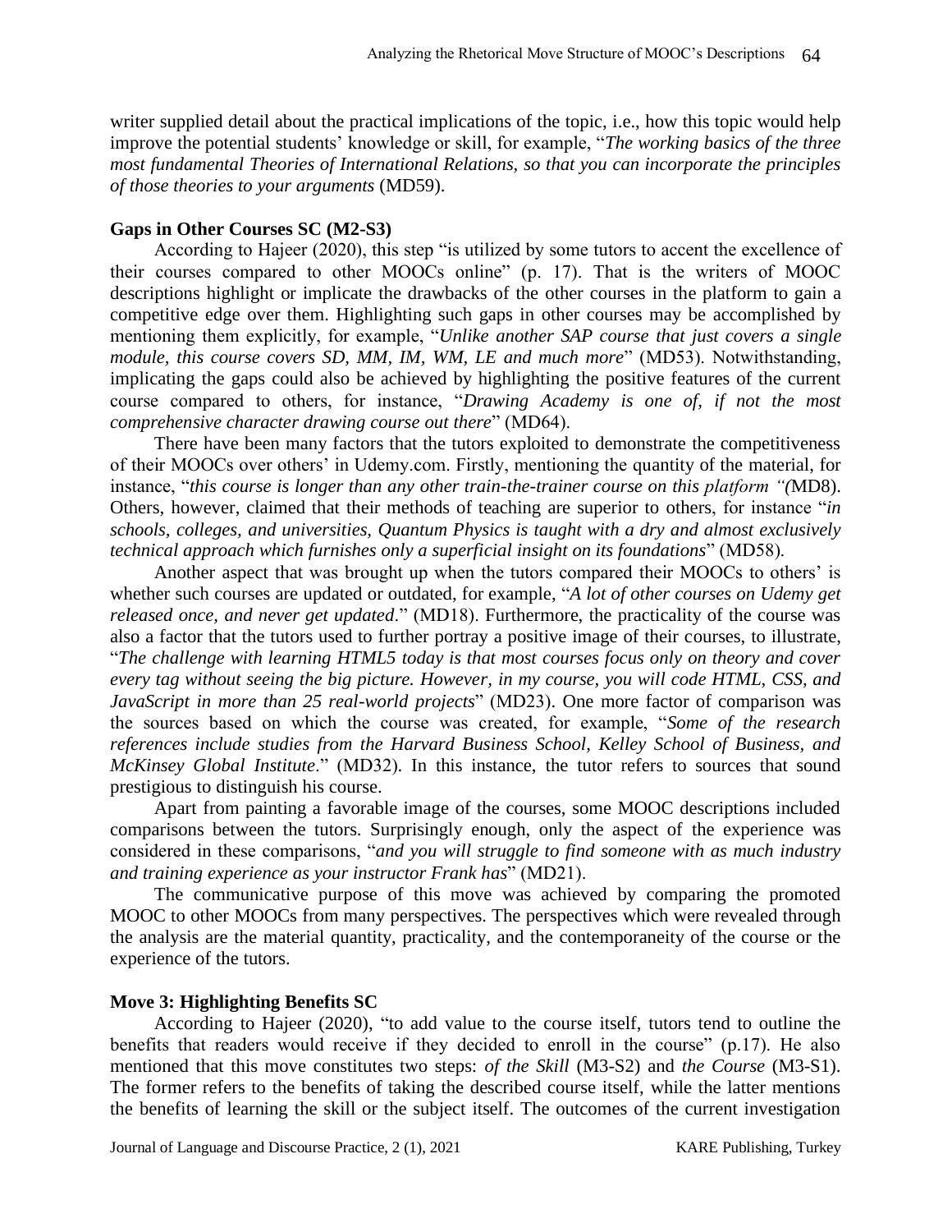writer supplied detail about the practical implications of the topic, i.e., how this topic would help improve the potential students' knowledge or skill, for example, "*The working basics of the three most fundamental Theories of International Relations, so that you can incorporate the principles of those theories to your arguments* (MD59).

### Gaps in Other Courses SC (M2-S3)

According to Hajeer (2020), this step "is utilized by some tutors to accent the excellence of their courses compared to other MOOCs online" (p. 17). That is the writers of MOOC descriptions highlight or implicate the drawbacks of the other courses in the platform to gain a competitive edge over them. Highlighting such gaps in other courses may be accomplished by mentioning them explicitly, for example, "*Unlike another SAP course that just covers a single module, this course covers SD, MM, IM, WM, LE and much more*" (MD53). Notwithstanding, implicating the gaps could also be achieved by highlighting the positive features of the current course compared to others, for instance, "*Drawing Academy is one of, if not the most comprehensive character drawing course out there*" (MD64).

There have been many factors that the tutors exploited to demonstrate the competitiveness of their MOOCs over others' in Udemy.com. Firstly, mentioning the quantity of the material, for instance, "*this course is longer than any other train-the-trainer course on this platform "(*MD8). Others, however, claimed that their methods of teaching are superior to others, for instance "*in schools, colleges, and universities, Quantum Physics is taught with a dry and almost exclusively technical approach which furnishes only a superficial insight on its foundations*" (MD58).

Another aspect that was brought up when the tutors compared their MOOCs to others' is whether such courses are updated or outdated, for example, "*A lot of other courses on Udemy get released once, and never get updated*." (MD18). Furthermore, the practicality of the course was also a factor that the tutors used to further portray a positive image of their courses, to illustrate, "*The challenge with learning HTML5 today is that most courses focus only on theory and cover every tag without seeing the big picture. However, in my course, you will code HTML, CSS, and JavaScript in more than 25 real-world projects*" (MD23). One more factor of comparison was the sources based on which the course was created, for example, "*Some of the research references include studies from the Harvard Business School, Kelley School of Business, and McKinsey Global Institute*." (MD32). In this instance, the tutor refers to sources that sound prestigious to distinguish his course.

Apart from painting a favorable image of the courses, some MOOC descriptions included comparisons between the tutors. Surprisingly enough, only the aspect of the experience was considered in these comparisons, "*and you will struggle to find someone with as much industry and training experience as your instructor Frank has*" (MD21).

The communicative purpose of this move was achieved by comparing the promoted MOOC to other MOOCs from many perspectives. The perspectives which were revealed through the analysis are the material quantity, practicality, and the contemporaneity of the course or the experience of the tutors.

### Move 3: Highlighting Benefits SC

According to Hajeer (2020), "to add value to the course itself, tutors tend to outline the benefits that readers would receive if they decided to enroll in the course" (p.17). He also mentioned that this move constitutes two steps: *of the Skill* (M3-S2) and *the Course* (M3-S1). The former refers to the benefits of taking the described course itself, while the latter mentions the benefits of learning the skill or the subject itself. The outcomes of the current investigation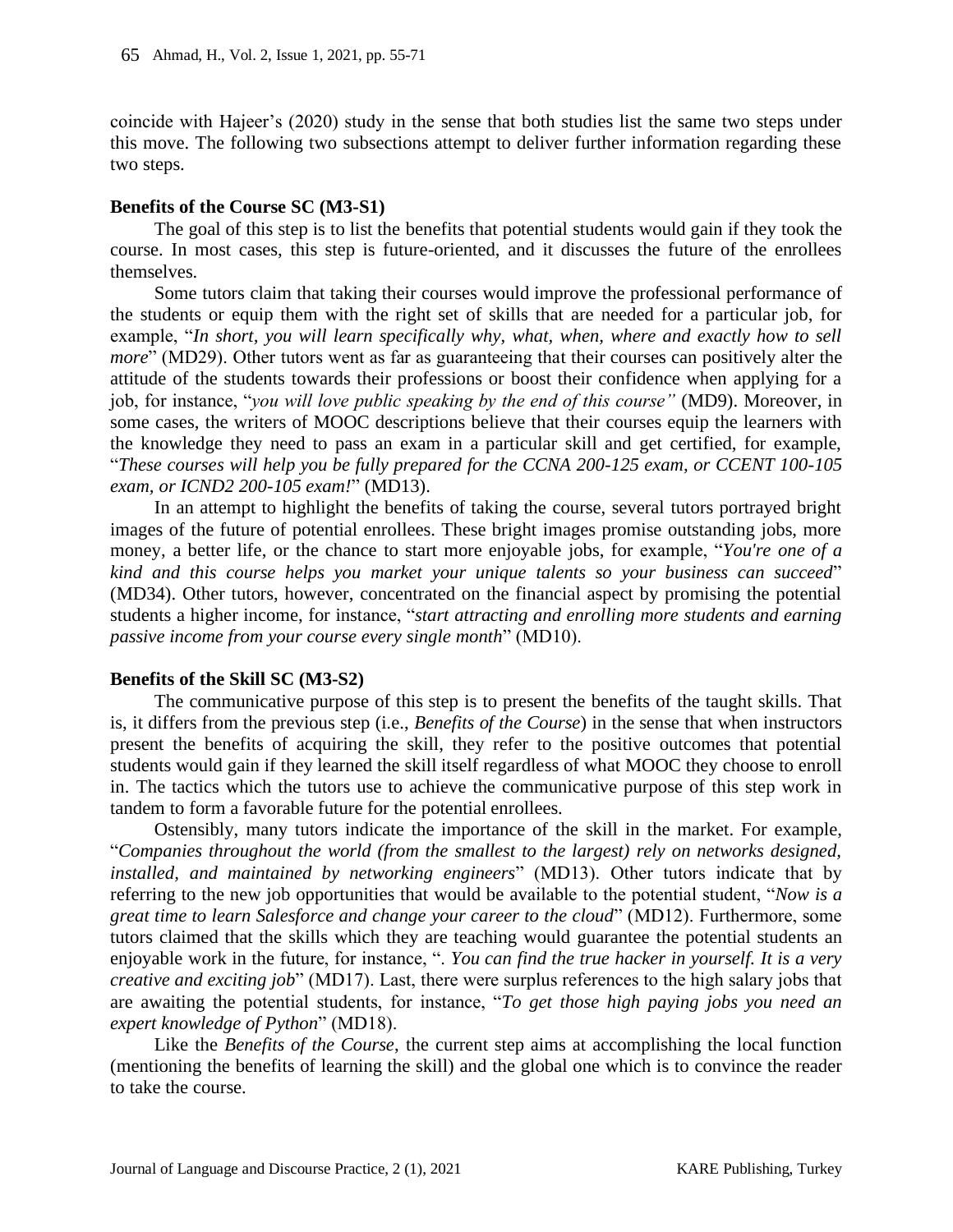coincide with Hajeer's (2020) study in the sense that both studies list the same two steps under this move. The following two subsections attempt to deliver further information regarding these two steps.

### Benefits of the Course SC (M3-S1)

The goal of this step is to list the benefits that potential students would gain if they took the course. In most cases, this step is future-oriented, and it discusses the future of the enrollees themselves.

Some tutors claim that taking their courses would improve the professional performance of the students or equip them with the right set of skills that are needed for a particular job, for example, "*In short, you will learn specifically why, what, when, where and exactly how to sell more*" (MD29). Other tutors went as far as guaranteeing that their courses can positively alter the attitude of the students towards their professions or boost their confidence when applying for a job, for instance, "*you will love public speaking by the end of this course"* (MD9). Moreover, in some cases, the writers of MOOC descriptions believe that their courses equip the learners with the knowledge they need to pass an exam in a particular skill and get certified, for example, "*These courses will help you be fully prepared for the CCNA 200-125 exam, or CCENT 100-105 exam, or ICND2 200-105 exam!*" (MD13).

In an attempt to highlight the benefits of taking the course, several tutors portrayed bright images of the future of potential enrollees. These bright images promise outstanding jobs, more money, a better life, or the chance to start more enjoyable jobs, for example, "*You're one of a kind and this course helps you market your unique talents so your business can succeed*" (MD34). Other tutors, however, concentrated on the financial aspect by promising the potential students a higher income, for instance, "*start attracting and enrolling more students and earning passive income from your course every single month*" (MD10).

### Benefits of the Skill SC (M3-S2)

The communicative purpose of this step is to present the benefits of the taught skills. That is, it differs from the previous step (i.e., *Benefits of the Course*) in the sense that when instructors present the benefits of acquiring the skill, they refer to the positive outcomes that potential students would gain if they learned the skill itself regardless of what MOOC they choose to enroll in. The tactics which the tutors use to achieve the communicative purpose of this step work in tandem to form a favorable future for the potential enrollees.

Ostensibly, many tutors indicate the importance of the skill in the market. For example, "*Companies throughout the world (from the smallest to the largest) rely on networks designed, installed, and maintained by networking engineers*" (MD13). Other tutors indicate that by referring to the new job opportunities that would be available to the potential student, "*Now is a great time to learn Salesforce and change your career to the cloud*" (MD12). Furthermore, some tutors claimed that the skills which they are teaching would guarantee the potential students an enjoyable work in the future, for instance, "*. You can find the true hacker in yourself. It is a very creative and exciting job*" (MD17). Last, there were surplus references to the high salary jobs that are awaiting the potential students, for instance, "*To get those high paying jobs you need an expert knowledge of Python*" (MD18).

Like the *Benefits of the Course*, the current step aims at accomplishing the local function (mentioning the benefits of learning the skill) and the global one which is to convince the reader to take the course.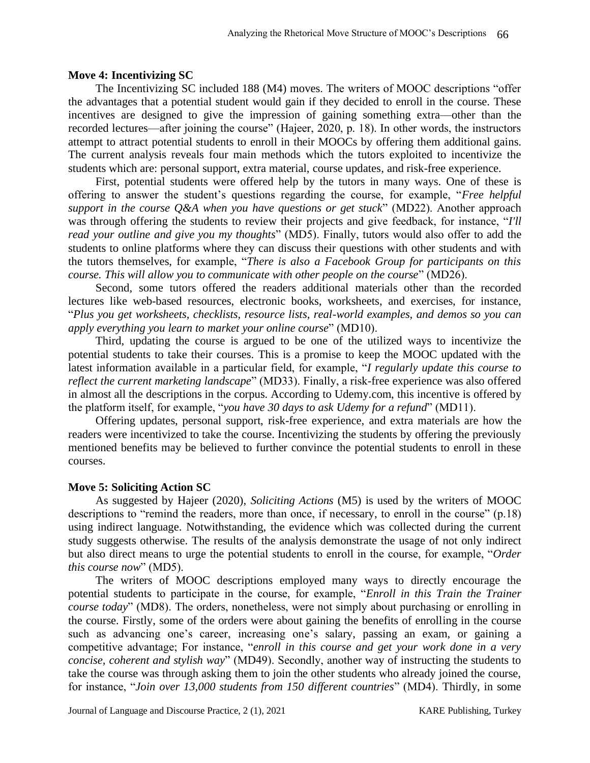**Move 4: Incentivizing SC**

The Incentivizing SC included 188 (M4) moves. The writers of MOOC descriptions "offer the advantages that a potential student would gain if they decided to enroll in the course. These incentives are designed to give the impression of gaining something extra—other than the recorded lectures—after joining the course" (Hajeer, 2020, p. 18). In other words, the instructors attempt to attract potential students to enroll in their MOOCs by offering them additional gains. The current analysis reveals four main methods which the tutors exploited to incentivize the students which are: personal support, extra material, course updates, and risk-free experience.

First, potential students were offered help by the tutors in many ways. One of these is offering to answer the student's questions regarding the course, for example, "*Free helpful support in the course Q&A when you have questions or get stuck*" (MD22). Another approach was through offering the students to review their projects and give feedback, for instance, "*I'll read your outline and give you my thoughts*" (MD5). Finally, tutors would also offer to add the students to online platforms where they can discuss their questions with other students and with the tutors themselves, for example, "*There is also a Facebook Group for participants on this course. This will allow you to communicate with other people on the course*" (MD26).

Second, some tutors offered the readers additional materials other than the recorded lectures like web-based resources, electronic books, worksheets, and exercises, for instance, "*Plus you get worksheets, checklists, resource lists, real-world examples, and demos so you can apply everything you learn to market your online course*" (MD10).

Third, updating the course is argued to be one of the utilized ways to incentivize the potential students to take their courses. This is a promise to keep the MOOC updated with the latest information available in a particular field, for example, "*I regularly update this course to reflect the current marketing landscape*" (MD33). Finally, a risk-free experience was also offered in almost all the descriptions in the corpus. According to Udemy.com, this incentive is offered by the platform itself, for example, "*you have 30 days to ask Udemy for a refund*" (MD11).

Offering updates, personal support, risk-free experience, and extra materials are how the readers were incentivized to take the course. Incentivizing the students by offering the previously mentioned benefits may be believed to further convince the potential students to enroll in these courses.

**Move 5: Soliciting Action SC**

As suggested by Hajeer (2020), *Soliciting Actions* (M5) is used by the writers of MOOC descriptions to "remind the readers, more than once, if necessary, to enroll in the course" (p.18) using indirect language. Notwithstanding, the evidence which was collected during the current study suggests otherwise. The results of the analysis demonstrate the usage of not only indirect but also direct means to urge the potential students to enroll in the course, for example, "*Order this course now*" (MD5).

The writers of MOOC descriptions employed many ways to directly encourage the potential students to participate in the course, for example, "*Enroll in this Train the Trainer course today*" (MD8). The orders, nonetheless, were not simply about purchasing or enrolling in the course. Firstly, some of the orders were about gaining the benefits of enrolling in the course such as advancing one's career, increasing one's salary, passing an exam, or gaining a competitive advantage; For instance, "*enroll in this course and get your work done in a very concise, coherent and stylish way*" (MD49). Secondly, another way of instructing the students to take the course was through asking them to join the other students who already joined the course, for instance, "*Join over 13,000 students from 150 different countries*" (MD4). Thirdly, in some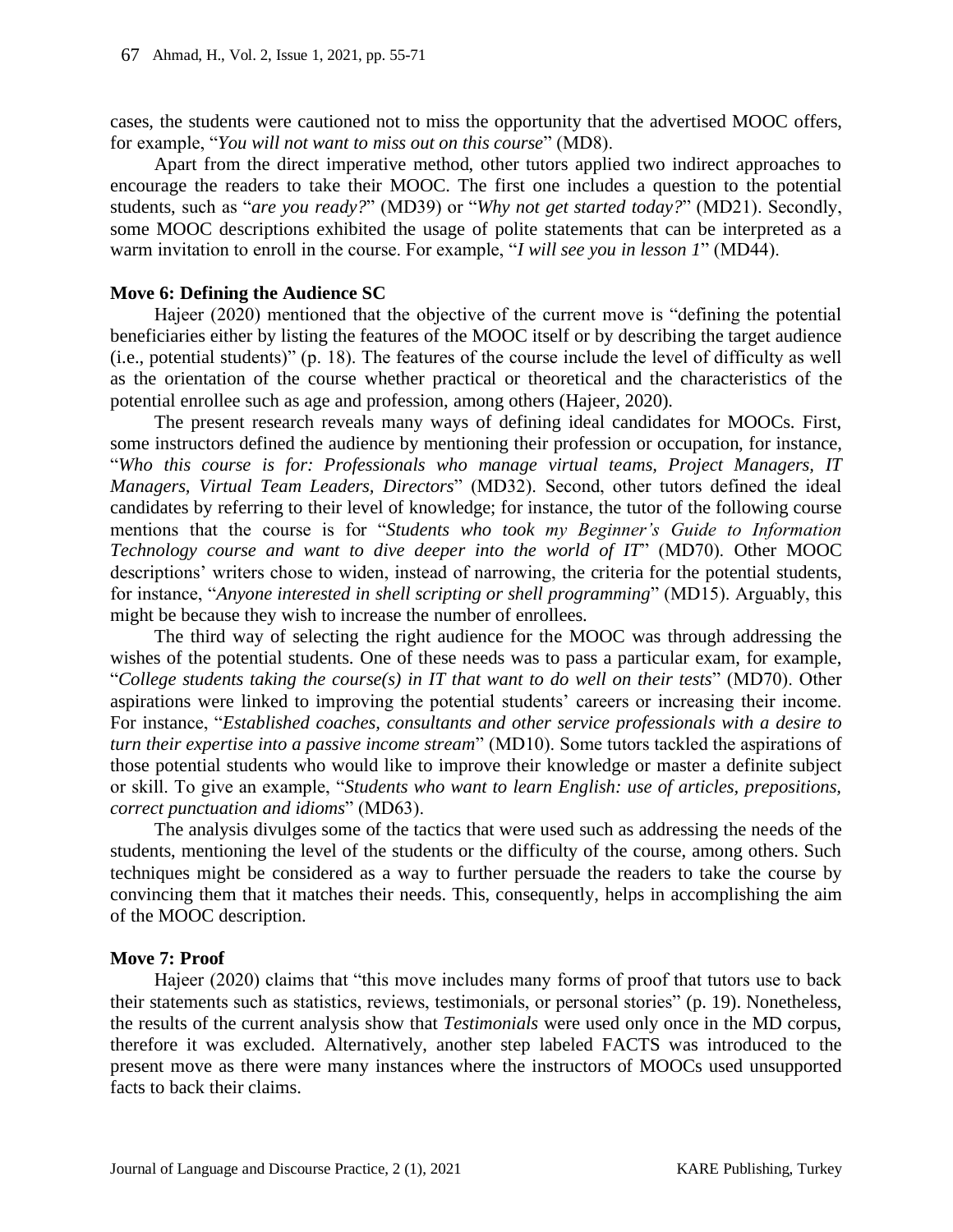cases, the students were cautioned not to miss the opportunity that the advertised MOOC offers, for example, "*You will not want to miss out on this course*" (MD8).

Apart from the direct imperative method, other tutors applied two indirect approaches to encourage the readers to take their MOOC. The first one includes a question to the potential students, such as "*are you ready?*" (MD39) or "*Why not get started today?*" (MD21). Secondly, some MOOC descriptions exhibited the usage of polite statements that can be interpreted as a warm invitation to enroll in the course. For example, "*I will see you in lesson 1*" (MD44).

**Move 6: Defining the Audience SC**

Hajeer (2020) mentioned that the objective of the current move is "defining the potential beneficiaries either by listing the features of the MOOC itself or by describing the target audience (i.e., potential students)" (p. 18). The features of the course include the level of difficulty as well as the orientation of the course whether practical or theoretical and the characteristics of the potential enrollee such as age and profession, among others (Hajeer, 2020).

The present research reveals many ways of defining ideal candidates for MOOCs. First, some instructors defined the audience by mentioning their profession or occupation, for instance, "*Who this course is for: Professionals who manage virtual teams, Project Managers, IT Managers, Virtual Team Leaders, Directors*" (MD32). Second, other tutors defined the ideal candidates by referring to their level of knowledge; for instance, the tutor of the following course mentions that the course is for "*Students who took my Beginner's Guide to Information Technology course and want to dive deeper into the world of IT*" (MD70). Other MOOC descriptions' writers chose to widen, instead of narrowing, the criteria for the potential students, for instance, "*Anyone interested in shell scripting or shell programming*" (MD15). Arguably, this might be because they wish to increase the number of enrollees.

The third way of selecting the right audience for the MOOC was through addressing the wishes of the potential students. One of these needs was to pass a particular exam, for example, "*College students taking the course(s) in IT that want to do well on their tests*" (MD70). Other aspirations were linked to improving the potential students' careers or increasing their income. For instance, "*Established coaches, consultants and other service professionals with a desire to turn their expertise into a passive income stream*" (MD10). Some tutors tackled the aspirations of those potential students who would like to improve their knowledge or master a definite subject or skill. To give an example, "*Students who want to learn English: use of articles, prepositions, correct punctuation and idioms*" (MD63).

The analysis divulges some of the tactics that were used such as addressing the needs of the students, mentioning the level of the students or the difficulty of the course, among others. Such techniques might be considered as a way to further persuade the readers to take the course by convincing them that it matches their needs. This, consequently, helps in accomplishing the aim of the MOOC description.

**Move 7: Proof**

Hajeer (2020) claims that "this move includes many forms of proof that tutors use to back their statements such as statistics, reviews, testimonials, or personal stories" (p. 19). Nonetheless, the results of the current analysis show that *Testimonials* were used only once in the MD corpus, therefore it was excluded. Alternatively, another step labeled FACTS was introduced to the present move as there were many instances where the instructors of MOOCs used unsupported facts to back their claims.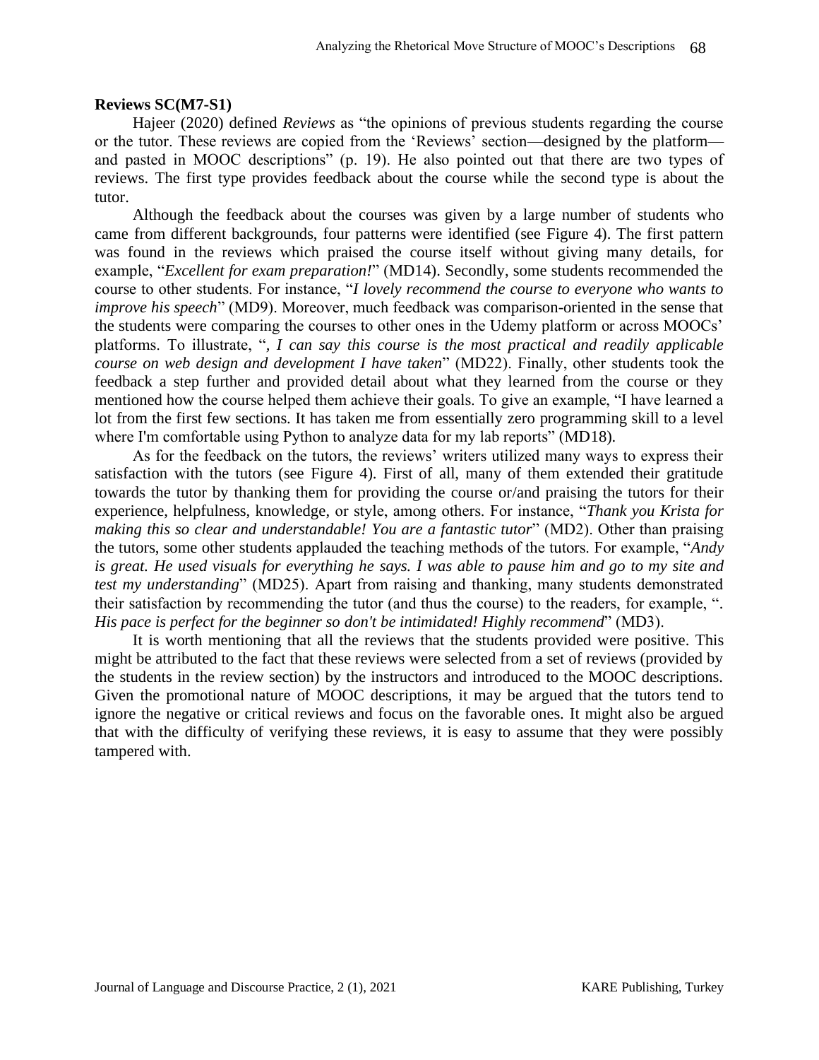**Reviews SC(M7-S1)**

Hajeer (2020) defined *Reviews* as "the opinions of previous students regarding the course or the tutor. These reviews are copied from the 'Reviews' section—designed by the platform—and pasted in MOOC descriptions" (p. 19). He also pointed out that there are two types of reviews. The first type provides feedback about the course while the second type is about the tutor.

Although the feedback about the courses was given by a large number of students who came from different backgrounds, four patterns were identified (see Figure 4). The first pattern was found in the reviews which praised the course itself without giving many details, for example, "*Excellent for exam preparation!*" (MD14). Secondly, some students recommended the course to other students. For instance, "*I lovely recommend the course to everyone who wants to improve his speech*" (MD9). Moreover, much feedback was comparison-oriented in the sense that the students were comparing the courses to other ones in the Udemy platform or across MOOCs' platforms. To illustrate, "*, I can say this course is the most practical and readily applicable course on web design and development I have taken*" (MD22). Finally, other students took the feedback a step further and provided detail about what they learned from the course or they mentioned how the course helped them achieve their goals. To give an example, "I have learned a lot from the first few sections. It has taken me from essentially zero programming skill to a level where I'm comfortable using Python to analyze data for my lab reports" (MD18).

As for the feedback on the tutors, the reviews' writers utilized many ways to express their satisfaction with the tutors (see Figure 4). First of all, many of them extended their gratitude towards the tutor by thanking them for providing the course or/and praising the tutors for their experience, helpfulness, knowledge, or style, among others. For instance, "*Thank you Krista for making this so clear and understandable! You are a fantastic tutor*" (MD2). Other than praising the tutors, some other students applauded the teaching methods of the tutors. For example, "*Andy is great. He used visuals for everything he says. I was able to pause him and go to my site and test my understanding*" (MD25). Apart from raising and thanking, many students demonstrated their satisfaction by recommending the tutor (and thus the course) to the readers, for example, "*. His pace is perfect for the beginner so don't be intimidated! Highly recommend*" (MD3).

It is worth mentioning that all the reviews that the students provided were positive. This might be attributed to the fact that these reviews were selected from a set of reviews (provided by the students in the review section) by the instructors and introduced to the MOOC descriptions. Given the promotional nature of MOOC descriptions, it may be argued that the tutors tend to ignore the negative or critical reviews and focus on the favorable ones. It might also be argued that with the difficulty of verifying these reviews, it is easy to assume that they were possibly tampered with.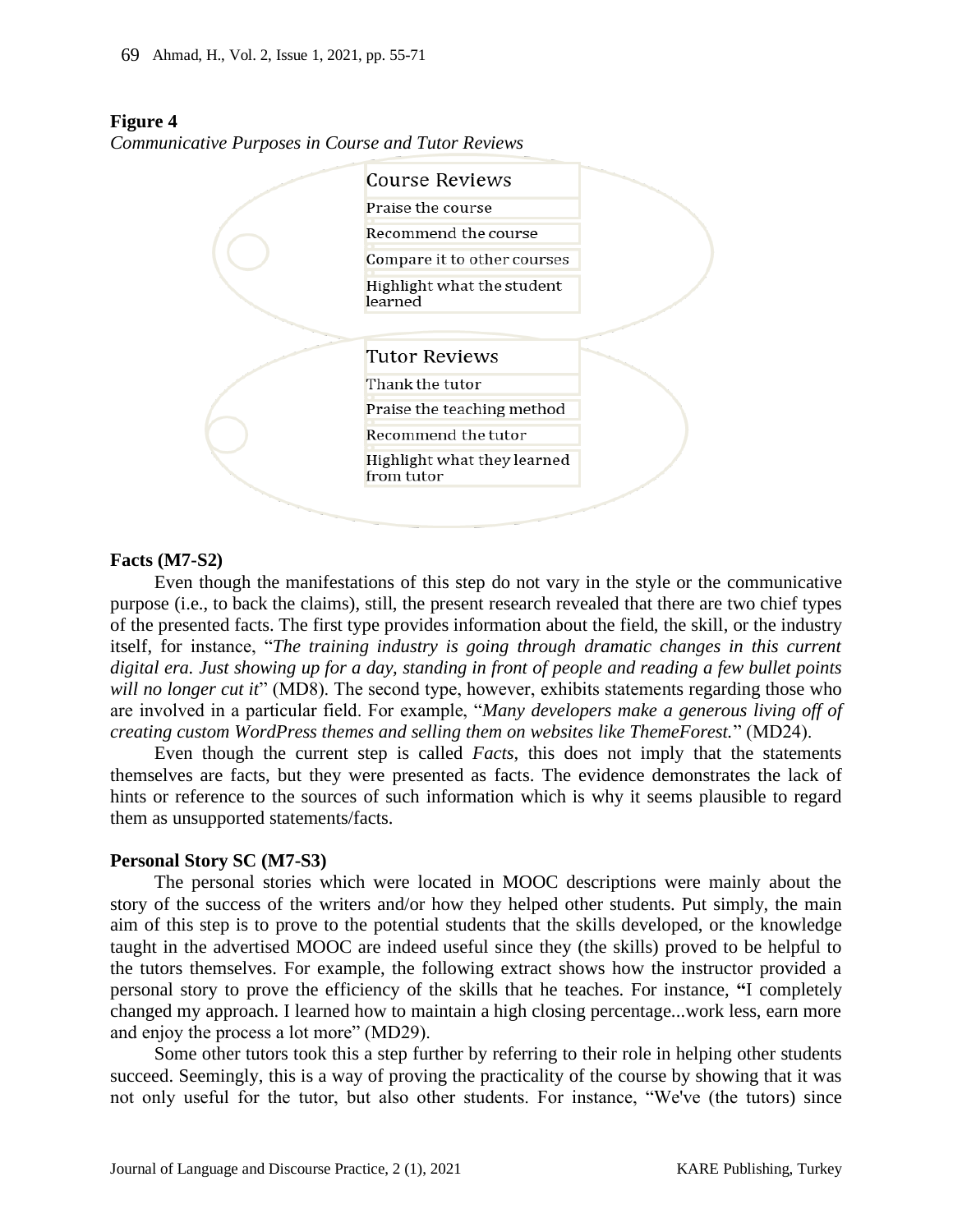**Figure 4**

*Communicative Purposes in Course and Tutor Reviews*

Course Reviews

- Praise the course
- Recommend the course
- Compare it to other courses
- Highlight what the student learned

Tutor Reviews

- Thank the tutor
- Praise the teaching method
- Recommend the tutor
- Highlight what they learned from tutor

**Facts (M7-S2)**

Even though the manifestations of this step do not vary in the style or the communicative purpose (i.e., to back the claims), still, the present research revealed that there are two chief types of the presented facts. The first type provides information about the field, the skill, or the industry itself, for instance, "*The training industry is going through dramatic changes in this current digital era. Just showing up for a day, standing in front of people and reading a few bullet points will no longer cut it*" (MD8). The second type, however, exhibits statements regarding those who are involved in a particular field. For example, "*Many developers make a generous living off of creating custom WordPress themes and selling them on websites like ThemeForest.*" (MD24).

Even though the current step is called *Facts*, this does not imply that the statements themselves are facts, but they were presented as facts. The evidence demonstrates the lack of hints or reference to the sources of such information which is why it seems plausible to regard them as unsupported statements/facts.

**Personal Story SC (M7-S3)**

The personal stories which were located in MOOC descriptions were mainly about the story of the success of the writers and/or how they helped other students. Put simply, the main aim of this step is to prove to the potential students that the skills developed, or the knowledge taught in the advertised MOOC are indeed useful since they (the skills) proved to be helpful to the tutors themselves. For example, the following extract shows how the instructor provided a personal story to prove the efficiency of the skills that he teaches. For instance, **"**I completely changed my approach. I learned how to maintain a high closing percentage...work less, earn more and enjoy the process a lot more" (MD29).

Some other tutors took this a step further by referring to their role in helping other students succeed. Seemingly, this is a way of proving the practicality of the course by showing that it was not only useful for the tutor, but also other students. For instance, "We've (the tutors) since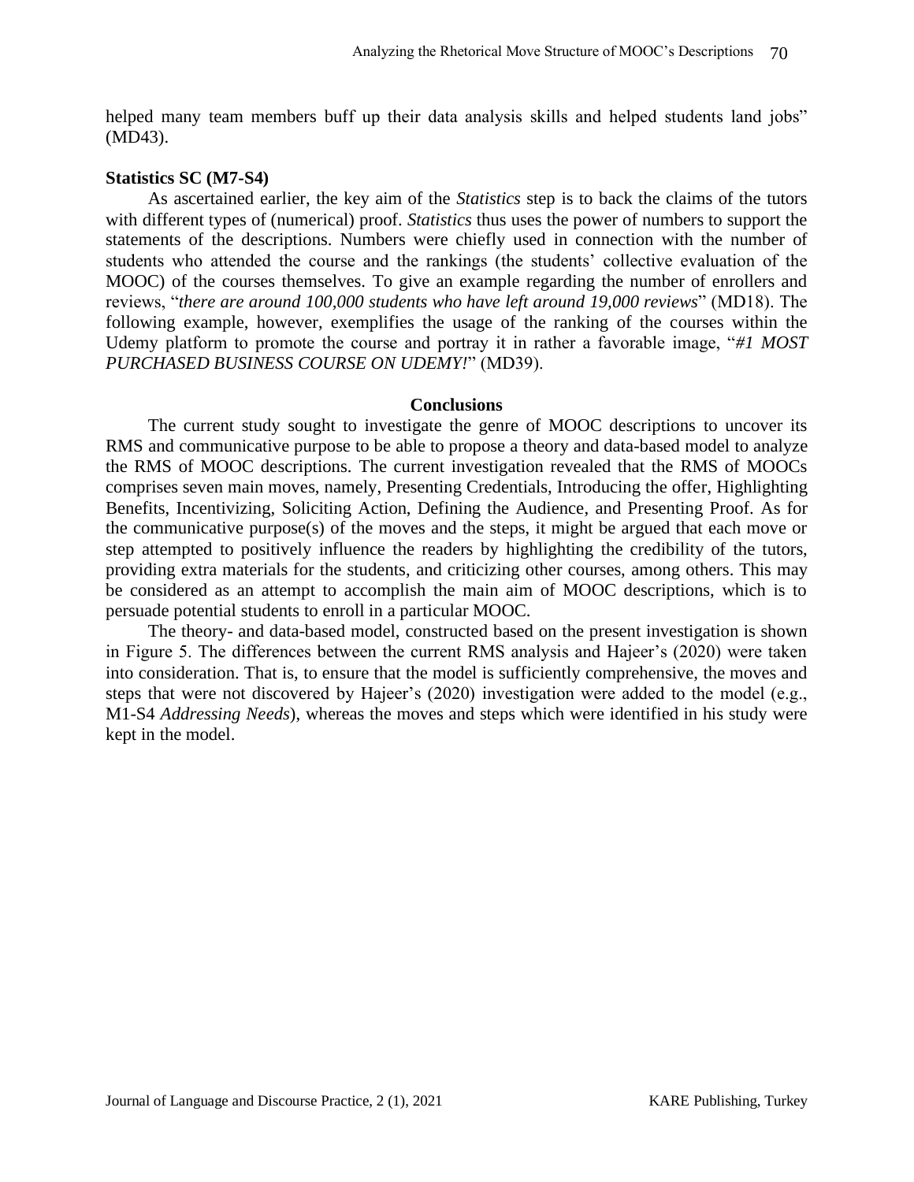helped many team members buff up their data analysis skills and helped students land jobs" (MD43).

**Statistics SC (M7-S4)**

As ascertained earlier, the key aim of the *Statistics* step is to back the claims of the tutors with different types of (numerical) proof. *Statistics* thus uses the power of numbers to support the statements of the descriptions. Numbers were chiefly used in connection with the number of students who attended the course and the rankings (the students' collective evaluation of the MOOC) of the courses themselves. To give an example regarding the number of enrollers and reviews, "*there are around 100,000 students who have left around 19,000 reviews*" (MD18). The following example, however, exemplifies the usage of the ranking of the courses within the Udemy platform to promote the course and portray it in rather a favorable image, "*#1 MOST PURCHASED BUSINESS COURSE ON UDEMY!*" (MD39).

## Conclusions

The current study sought to investigate the genre of MOOC descriptions to uncover its RMS and communicative purpose to be able to propose a theory and data-based model to analyze the RMS of MOOC descriptions. The current investigation revealed that the RMS of MOOCs comprises seven main moves, namely, Presenting Credentials, Introducing the offer, Highlighting Benefits, Incentivizing, Soliciting Action, Defining the Audience, and Presenting Proof. As for the communicative purpose(s) of the moves and the steps, it might be argued that each move or step attempted to positively influence the readers by highlighting the credibility of the tutors, providing extra materials for the students, and criticizing other courses, among others. This may be considered as an attempt to accomplish the main aim of MOOC descriptions, which is to persuade potential students to enroll in a particular MOOC.

The theory- and data-based model, constructed based on the present investigation is shown in Figure 5. The differences between the current RMS analysis and Hajeer's (2020) were taken into consideration. That is, to ensure that the model is sufficiently comprehensive, the moves and steps that were not discovered by Hajeer's (2020) investigation were added to the model (e.g., M1-S4 *Addressing Needs*), whereas the moves and steps which were identified in his study were kept in the model.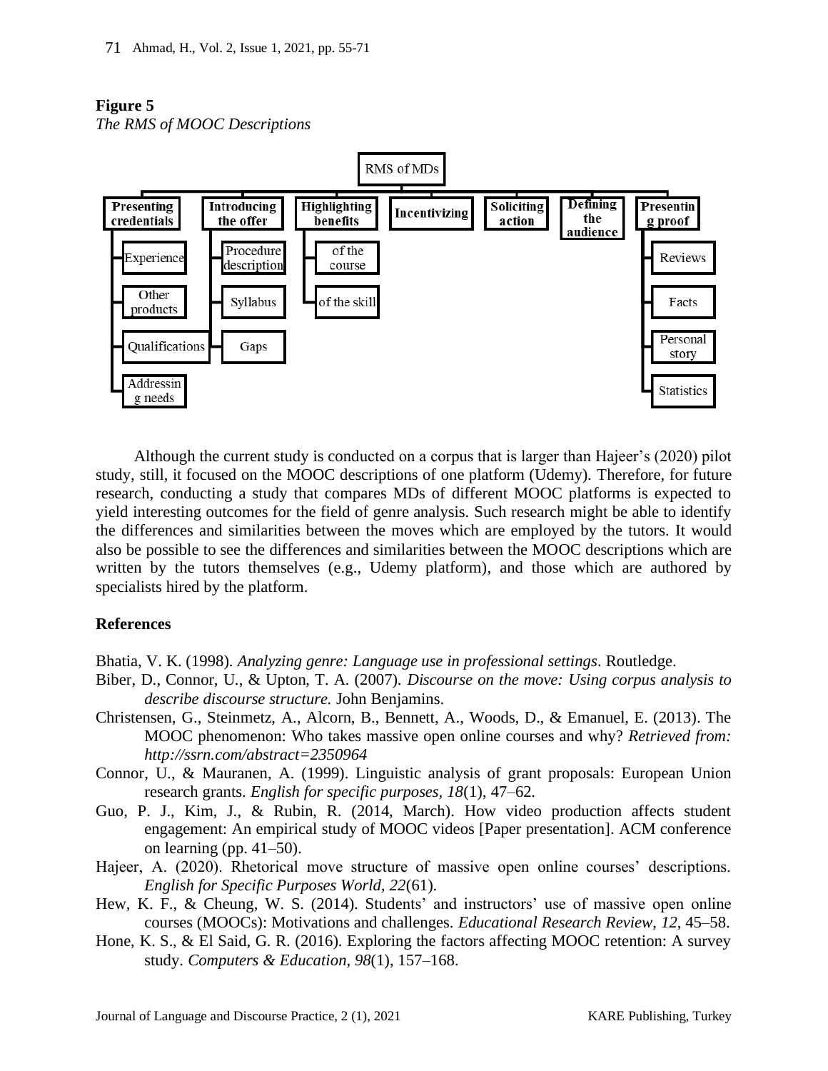**Figure 5**

*The RMS of MOOC Descriptions*

- RMS of MDs
  - Presenting credentials
    - Experience
    - Other products
    - Qualifications
    - Addressing needs
  - Introducing the offer
    - Procedure description
    - Syllabus
    - Gaps
  - Highlighting benefits
    - of the course
    - of the skill
  - Incentivizing
  - Soliciting action
  - Defining the audience
  - Presenting proof
    - Reviews
    - Facts
    - Personal story
    - Statistics

Although the current study is conducted on a corpus that is larger than Hajeer's (2020) pilot study, still, it focused on the MOOC descriptions of one platform (Udemy). Therefore, for future research, conducting a study that compares MDs of different MOOC platforms is expected to yield interesting outcomes for the field of genre analysis. Such research might be able to identify the differences and similarities between the moves which are employed by the tutors. It would also be possible to see the differences and similarities between the MOOC descriptions which are written by the tutors themselves (e.g., Udemy platform), and those which are authored by specialists hired by the platform.

## References

Bhatia, V. K. (1998). *Analyzing genre: Language use in professional settings*. Routledge.

Biber, D., Connor, U., & Upton, T. A. (2007). *Discourse on the move: Using corpus analysis to describe discourse structure.* John Benjamins.

Christensen, G., Steinmetz, A., Alcorn, B., Bennett, A., Woods, D., & Emanuel, E. (2013). The MOOC phenomenon: Who takes massive open online courses and why? *Retrieved from: http://ssrn.com/abstract=2350964*

Connor, U., & Mauranen, A. (1999). Linguistic analysis of grant proposals: European Union research grants. *English for specific purposes, 18*(1), 47–62.

Guo, P. J., Kim, J., & Rubin, R. (2014, March). How video production affects student engagement: An empirical study of MOOC videos [Paper presentation]. ACM conference on learning (pp. 41–50).

Hajeer, A. (2020). Rhetorical move structure of massive open online courses' descriptions. *English for Specific Purposes World, 22*(61).

Hew, K. F., & Cheung, W. S. (2014). Students' and instructors' use of massive open online courses (MOOCs): Motivations and challenges. *Educational Research Review*, *12*, 45–58.

Hone, K. S., & El Said, G. R. (2016). Exploring the factors affecting MOOC retention: A survey study. *Computers & Education*, *98*(1), 157–168.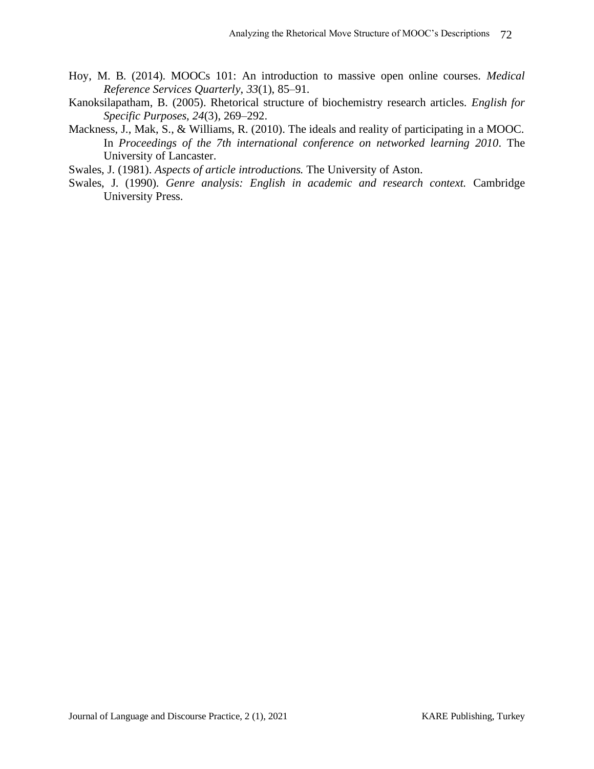Hoy, M. B. (2014). MOOCs 101: An introduction to massive open online courses. *Medical Reference Services Quarterly*, *33*(1), 85–91.

Kanoksilapatham, B. (2005). Rhetorical structure of biochemistry research articles. *English for Specific Purposes, 24*(3), 269–292.

Mackness, J., Mak, S., & Williams, R. (2010). The ideals and reality of participating in a MOOC. In *Proceedings of the 7th international conference on networked learning 2010*. The University of Lancaster.

Swales, J. (1981). *Aspects of article introductions.* The University of Aston.

Swales, J. (1990). *Genre analysis: English in academic and research context.* Cambridge University Press.